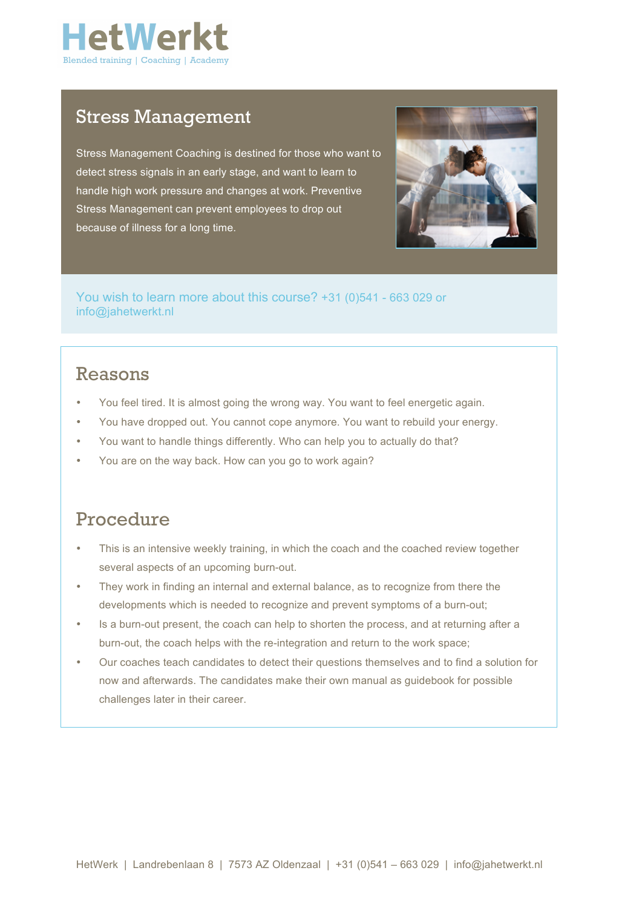HetWerkt

Blended training | Coaching | Academy

# Stress Management

Stress Management Coaching is destined for those who want to detect stress signals in an early stage, and want to learn to handle high work pressure and changes at work. Preventive Stress Management can prevent employees to drop out because of illness for a long time.

You wish to learn more about this course? +31 (0)541 - 663 029 or info@jahetwerkt.nl

## Reasons

- You feel tired. It is almost going the wrong way. You want to feel energetic again.
- You have dropped out. You cannot cope anymore. You want to rebuild your energy.
- You want to handle things differently. Who can help you to actually do that?
- You are on the way back. How can you go to work again?

## Procedure

- This is an intensive weekly training, in which the coach and the coached review together several aspects of an upcoming burn-out.
- They work in finding an internal and external balance, as to recognize from there the developments which is needed to recognize and prevent symptoms of a burn-out;
- Is a burn-out present, the coach can help to shorten the process, and at returning after a burn-out, the coach helps with the re-integration and return to the work space;
- Our coaches teach candidates to detect their questions themselves and to find a solution for now and afterwards. The candidates make their own manual as guidebook for possible challenges later in their career.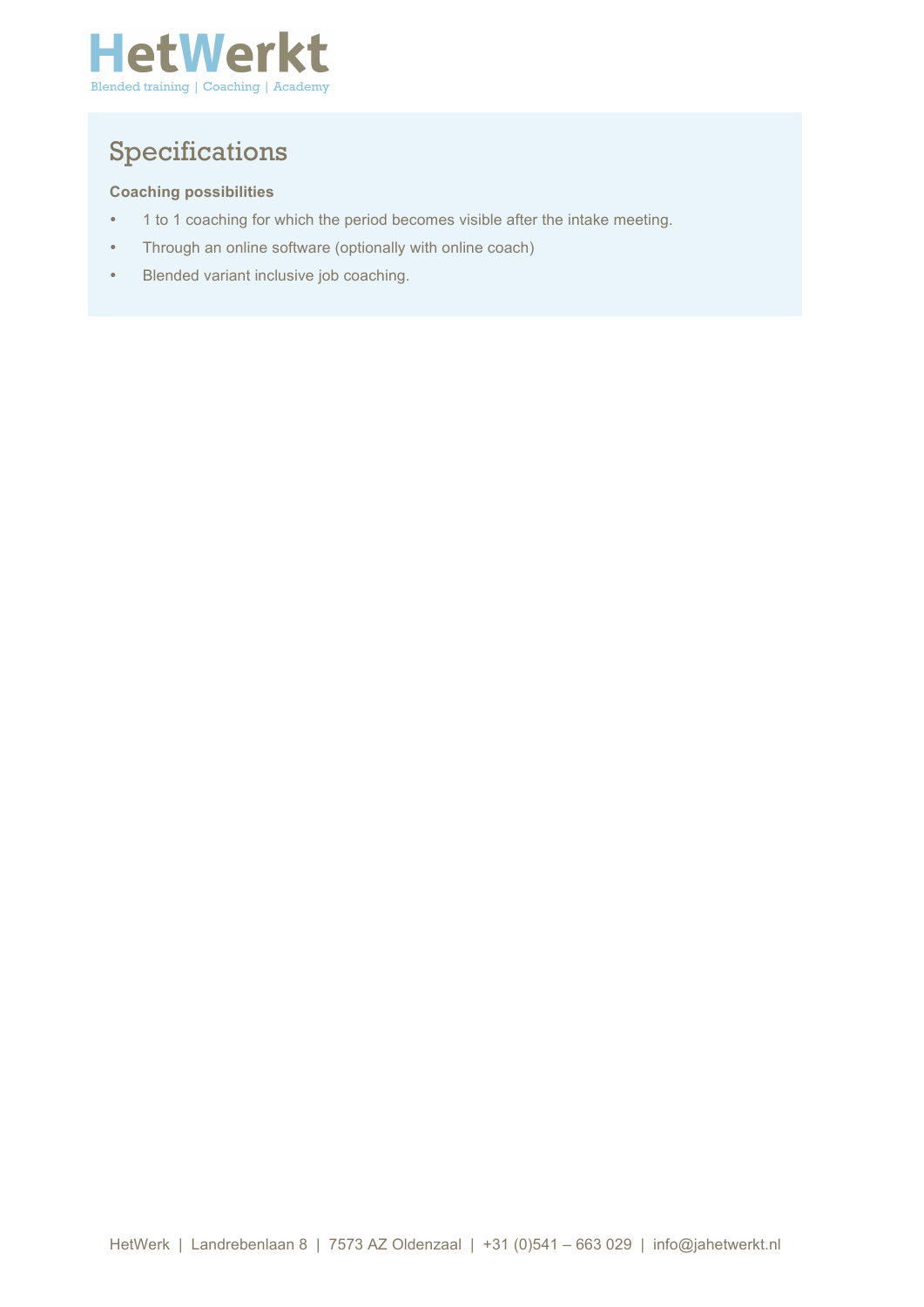## Specifications

**Coaching possibilities**

- 1 to 1 coaching for which the period becomes visible after the intake meeting.
- Through an online software (optionally with online coach)
- Blended variant inclusive job coaching.